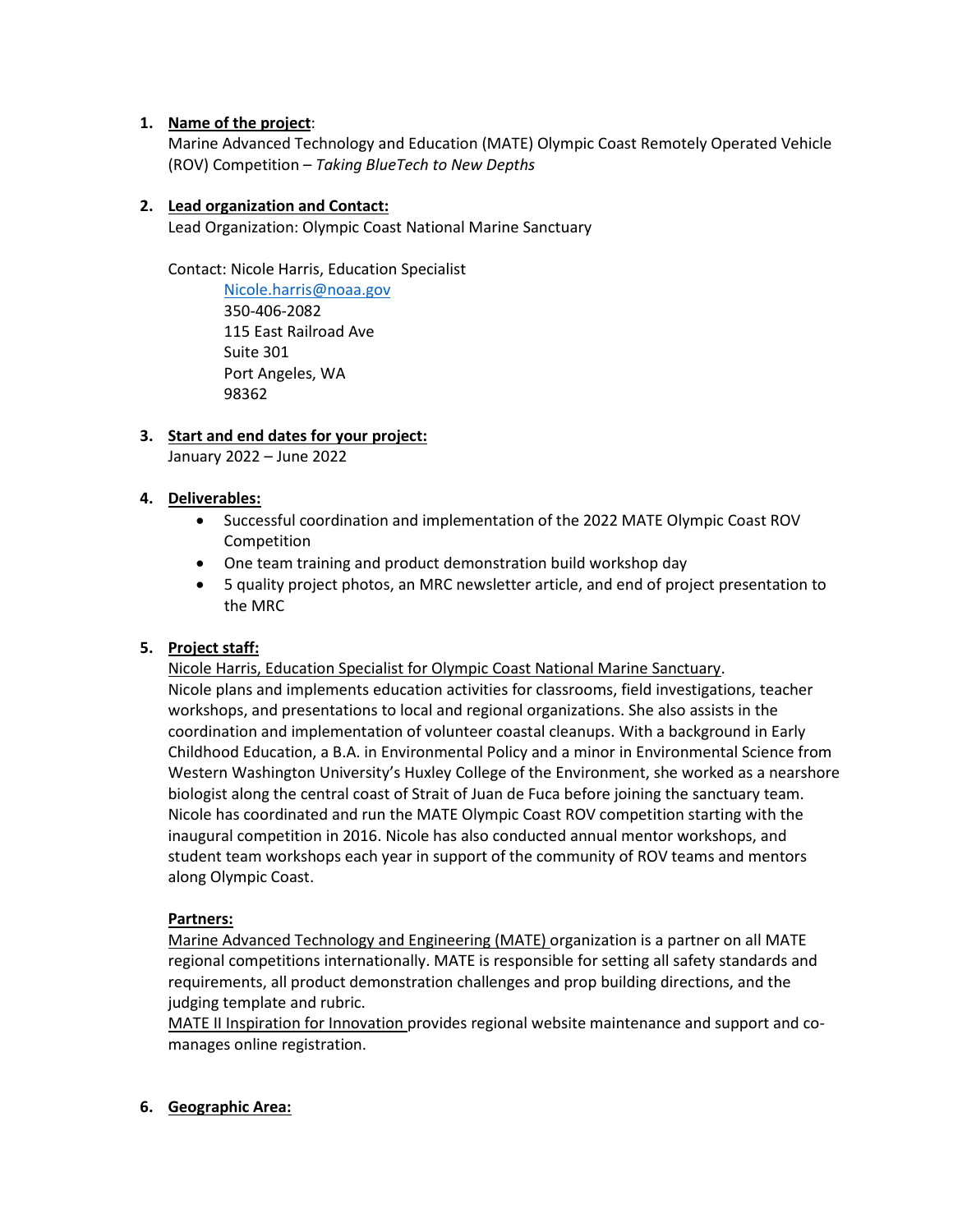1. **Name of the project**:
   Marine Advanced Technology and Education (MATE) Olympic Coast Remotely Operated Vehicle (ROV) Competition – *Taking BlueTech to New Depths*

2. **Lead organization and Contact:**
   Lead Organization: Olympic Coast National Marine Sanctuary

   Contact: Nicole Harris, Education Specialist
   Nicole.harris@noaa.gov
   350-406-2082
   115 East Railroad Ave
   Suite 301
   Port Angeles, WA
   98362

3. **Start and end dates for your project:**
   January 2022 – June 2022

4. **Deliverables:**
   - Successful coordination and implementation of the 2022 MATE Olympic Coast ROV Competition
   - One team training and product demonstration build workshop day
   - 5 quality project photos, an MRC newsletter article, and end of project presentation to the MRC

5. **Project staff:**
   Nicole Harris, Education Specialist for Olympic Coast National Marine Sanctuary.
   Nicole plans and implements education activities for classrooms, field investigations, teacher workshops, and presentations to local and regional organizations. She also assists in the coordination and implementation of volunteer coastal cleanups. With a background in Early Childhood Education, a B.A. in Environmental Policy and a minor in Environmental Science from Western Washington University's Huxley College of the Environment, she worked as a nearshore biologist along the central coast of Strait of Juan de Fuca before joining the sanctuary team. Nicole has coordinated and run the MATE Olympic Coast ROV competition starting with the inaugural competition in 2016. Nicole has also conducted annual mentor workshops, and student team workshops each year in support of the community of ROV teams and mentors along Olympic Coast.

   **Partners:**
   Marine Advanced Technology and Engineering (MATE) organization is a partner on all MATE regional competitions internationally. MATE is responsible for setting all safety standards and requirements, all product demonstration challenges and prop building directions, and the judging template and rubric.
   MATE II Inspiration for Innovation provides regional website maintenance and support and co-manages online registration.

6. **Geographic Area:**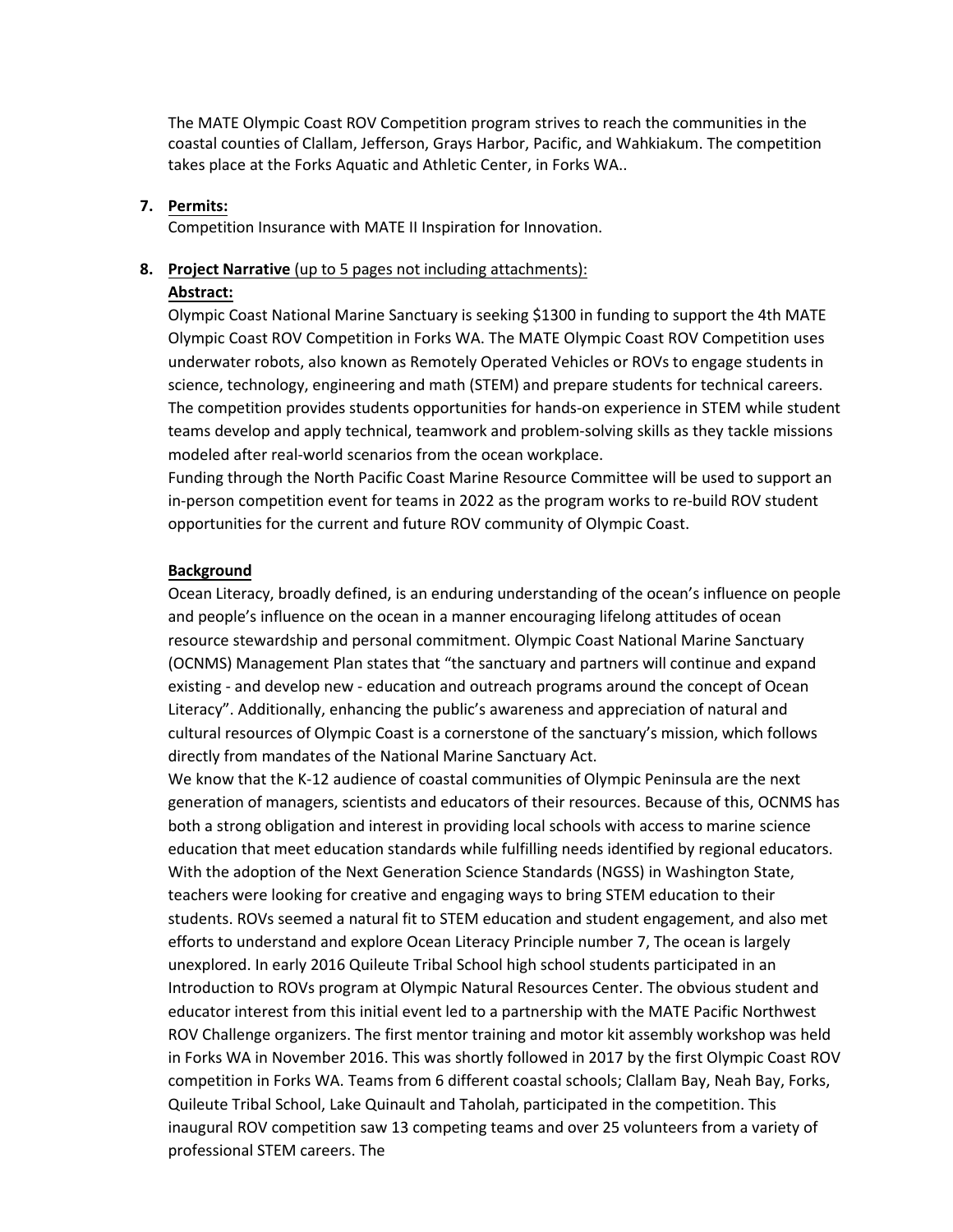The MATE Olympic Coast ROV Competition program strives to reach the communities in the coastal counties of Clallam, Jefferson, Grays Harbor, Pacific, and Wahkiakum. The competition takes place at the Forks Aquatic and Athletic Center, in Forks WA..

7. **Permits:**
   Competition Insurance with MATE II Inspiration for Innovation.

8. **Project Narrative** (up to 5 pages not including attachments):

**Abstract:**

Olympic Coast National Marine Sanctuary is seeking $1300 in funding to support the 4th MATE Olympic Coast ROV Competition in Forks WA. The MATE Olympic Coast ROV Competition uses underwater robots, also known as Remotely Operated Vehicles or ROVs to engage students in science, technology, engineering and math (STEM) and prepare students for technical careers. The competition provides students opportunities for hands-on experience in STEM while student teams develop and apply technical, teamwork and problem-solving skills as they tackle missions modeled after real-world scenarios from the ocean workplace.

Funding through the North Pacific Coast Marine Resource Committee will be used to support an in-person competition event for teams in 2022 as the program works to re-build ROV student opportunities for the current and future ROV community of Olympic Coast.

**Background**

Ocean Literacy, broadly defined, is an enduring understanding of the ocean's influence on people and people's influence on the ocean in a manner encouraging lifelong attitudes of ocean resource stewardship and personal commitment. Olympic Coast National Marine Sanctuary (OCNMS) Management Plan states that "the sanctuary and partners will continue and expand existing - and develop new - education and outreach programs around the concept of Ocean Literacy". Additionally, enhancing the public's awareness and appreciation of natural and cultural resources of Olympic Coast is a cornerstone of the sanctuary's mission, which follows directly from mandates of the National Marine Sanctuary Act.

We know that the K-12 audience of coastal communities of Olympic Peninsula are the next generation of managers, scientists and educators of their resources. Because of this, OCNMS has both a strong obligation and interest in providing local schools with access to marine science education that meet education standards while fulfilling needs identified by regional educators. With the adoption of the Next Generation Science Standards (NGSS) in Washington State, teachers were looking for creative and engaging ways to bring STEM education to their students. ROVs seemed a natural fit to STEM education and student engagement, and also met efforts to understand and explore Ocean Literacy Principle number 7, The ocean is largely unexplored. In early 2016 Quileute Tribal School high school students participated in an Introduction to ROVs program at Olympic Natural Resources Center. The obvious student and educator interest from this initial event led to a partnership with the MATE Pacific Northwest ROV Challenge organizers. The first mentor training and motor kit assembly workshop was held in Forks WA in November 2016. This was shortly followed in 2017 by the first Olympic Coast ROV competition in Forks WA. Teams from 6 different coastal schools; Clallam Bay, Neah Bay, Forks, Quileute Tribal School, Lake Quinault and Taholah, participated in the competition. This inaugural ROV competition saw 13 competing teams and over 25 volunteers from a variety of professional STEM careers. The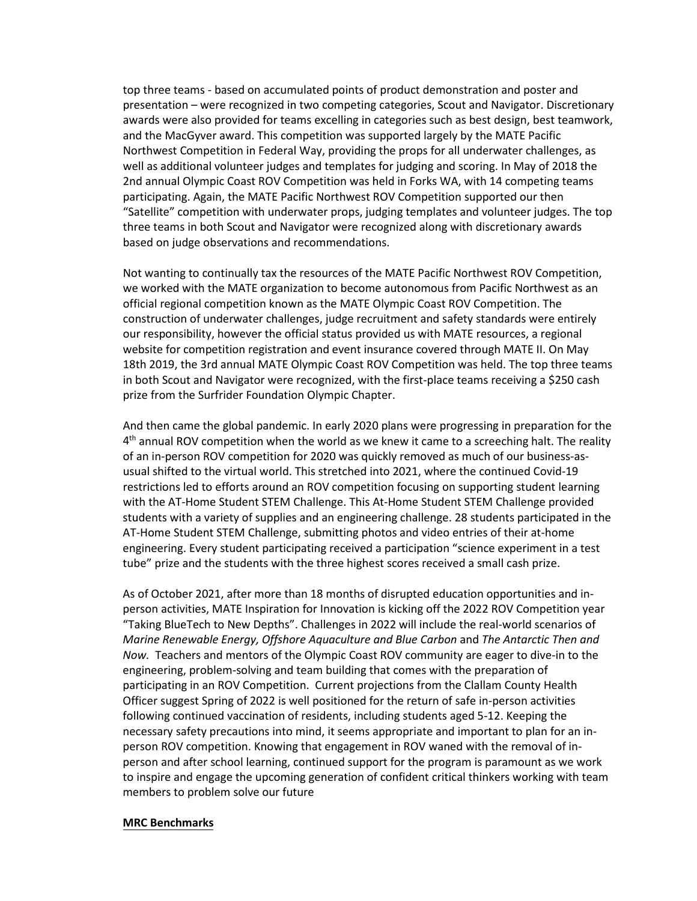top three teams - based on accumulated points of product demonstration and poster and presentation – were recognized in two competing categories, Scout and Navigator. Discretionary awards were also provided for teams excelling in categories such as best design, best teamwork, and the MacGyver award. This competition was supported largely by the MATE Pacific Northwest Competition in Federal Way, providing the props for all underwater challenges, as well as additional volunteer judges and templates for judging and scoring. In May of 2018 the 2nd annual Olympic Coast ROV Competition was held in Forks WA, with 14 competing teams participating. Again, the MATE Pacific Northwest ROV Competition supported our then "Satellite" competition with underwater props, judging templates and volunteer judges. The top three teams in both Scout and Navigator were recognized along with discretionary awards based on judge observations and recommendations.

Not wanting to continually tax the resources of the MATE Pacific Northwest ROV Competition, we worked with the MATE organization to become autonomous from Pacific Northwest as an official regional competition known as the MATE Olympic Coast ROV Competition. The construction of underwater challenges, judge recruitment and safety standards were entirely our responsibility, however the official status provided us with MATE resources, a regional website for competition registration and event insurance covered through MATE II. On May 18th 2019, the 3rd annual MATE Olympic Coast ROV Competition was held. The top three teams in both Scout and Navigator were recognized, with the first-place teams receiving a $250 cash prize from the Surfrider Foundation Olympic Chapter.

And then came the global pandemic. In early 2020 plans were progressing in preparation for the 4th annual ROV competition when the world as we knew it came to a screeching halt. The reality of an in-person ROV competition for 2020 was quickly removed as much of our business-as-usual shifted to the virtual world. This stretched into 2021, where the continued Covid-19 restrictions led to efforts around an ROV competition focusing on supporting student learning with the AT-Home Student STEM Challenge. This At-Home Student STEM Challenge provided students with a variety of supplies and an engineering challenge. 28 students participated in the AT-Home Student STEM Challenge, submitting photos and video entries of their at-home engineering. Every student participating received a participation "science experiment in a test tube" prize and the students with the three highest scores received a small cash prize.

As of October 2021, after more than 18 months of disrupted education opportunities and in-person activities, MATE Inspiration for Innovation is kicking off the 2022 ROV Competition year "Taking BlueTech to New Depths". Challenges in 2022 will include the real-world scenarios of *Marine Renewable Energy, Offshore Aquaculture and Blue Carbon* and *The Antarctic Then and Now.* Teachers and mentors of the Olympic Coast ROV community are eager to dive-in to the engineering, problem-solving and team building that comes with the preparation of participating in an ROV Competition. Current projections from the Clallam County Health Officer suggest Spring of 2022 is well positioned for the return of safe in-person activities following continued vaccination of residents, including students aged 5-12. Keeping the necessary safety precautions into mind, it seems appropriate and important to plan for an in-person ROV competition. Knowing that engagement in ROV waned with the removal of in-person and after school learning, continued support for the program is paramount as we work to inspire and engage the upcoming generation of confident critical thinkers working with team members to problem solve our future

**MRC Benchmarks**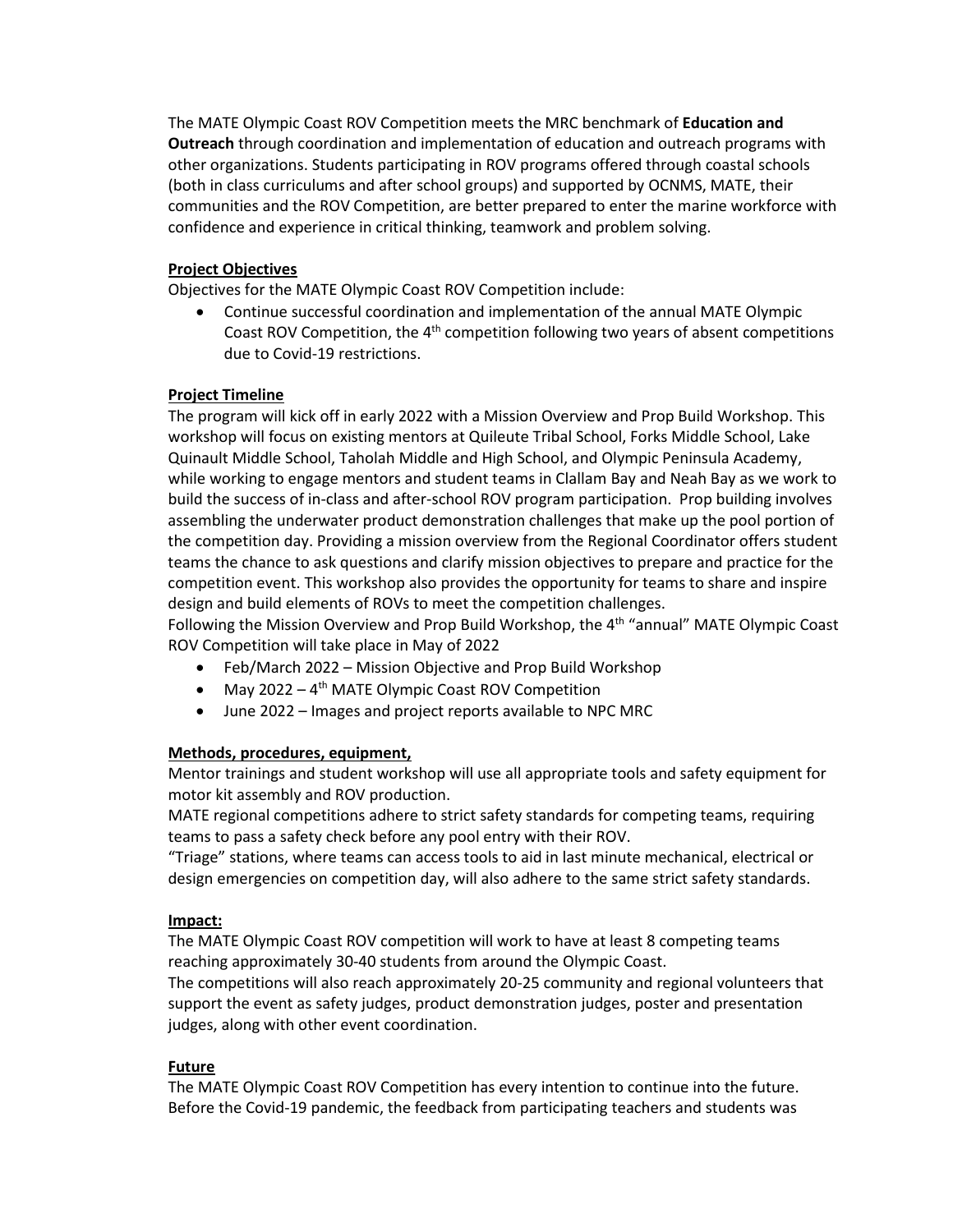The MATE Olympic Coast ROV Competition meets the MRC benchmark of **Education and Outreach** through coordination and implementation of education and outreach programs with other organizations. Students participating in ROV programs offered through coastal schools (both in class curriculums and after school groups) and supported by OCNMS, MATE, their communities and the ROV Competition, are better prepared to enter the marine workforce with confidence and experience in critical thinking, teamwork and problem solving.

**Project Objectives**

Objectives for the MATE Olympic Coast ROV Competition include:

- Continue successful coordination and implementation of the annual MATE Olympic Coast ROV Competition, the 4th competition following two years of absent competitions due to Covid-19 restrictions.

**Project Timeline**

The program will kick off in early 2022 with a Mission Overview and Prop Build Workshop. This workshop will focus on existing mentors at Quileute Tribal School, Forks Middle School, Lake Quinault Middle School, Taholah Middle and High School, and Olympic Peninsula Academy, while working to engage mentors and student teams in Clallam Bay and Neah Bay as we work to build the success of in-class and after-school ROV program participation. Prop building involves assembling the underwater product demonstration challenges that make up the pool portion of the competition day. Providing a mission overview from the Regional Coordinator offers student teams the chance to ask questions and clarify mission objectives to prepare and practice for the competition event. This workshop also provides the opportunity for teams to share and inspire design and build elements of ROVs to meet the competition challenges.

Following the Mission Overview and Prop Build Workshop, the 4th "annual" MATE Olympic Coast ROV Competition will take place in May of 2022

- Feb/March 2022 – Mission Objective and Prop Build Workshop
- May 2022 – 4th MATE Olympic Coast ROV Competition
- June 2022 – Images and project reports available to NPC MRC

**Methods, procedures, equipment,**

Mentor trainings and student workshop will use all appropriate tools and safety equipment for motor kit assembly and ROV production.

MATE regional competitions adhere to strict safety standards for competing teams, requiring teams to pass a safety check before any pool entry with their ROV.

"Triage" stations, where teams can access tools to aid in last minute mechanical, electrical or design emergencies on competition day, will also adhere to the same strict safety standards.

**Impact:**

The MATE Olympic Coast ROV competition will work to have at least 8 competing teams reaching approximately 30-40 students from around the Olympic Coast.

The competitions will also reach approximately 20-25 community and regional volunteers that support the event as safety judges, product demonstration judges, poster and presentation judges, along with other event coordination.

**Future**

The MATE Olympic Coast ROV Competition has every intention to continue into the future. Before the Covid-19 pandemic, the feedback from participating teachers and students was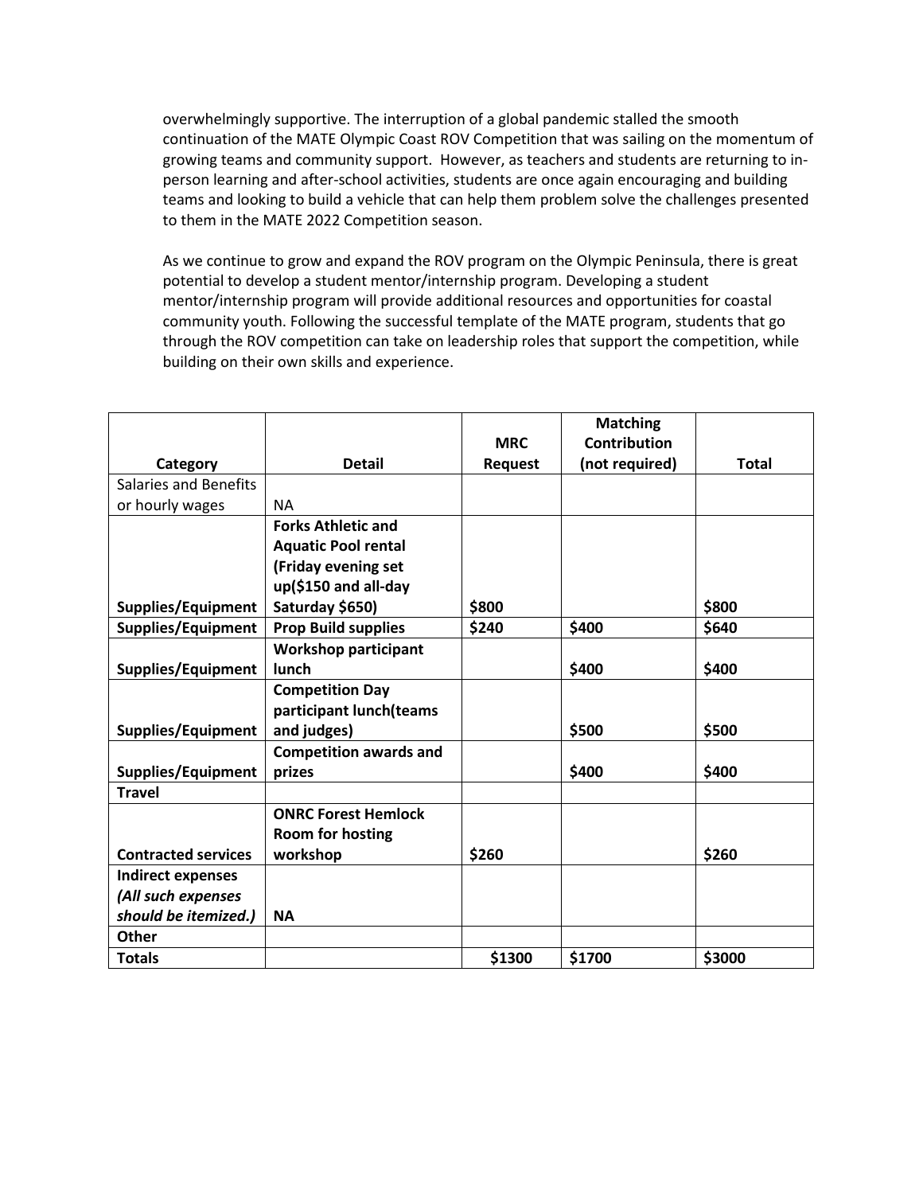overwhelmingly supportive. The interruption of a global pandemic stalled the smooth continuation of the MATE Olympic Coast ROV Competition that was sailing on the momentum of growing teams and community support. However, as teachers and students are returning to in-person learning and after-school activities, students are once again encouraging and building teams and looking to build a vehicle that can help them problem solve the challenges presented to them in the MATE 2022 Competition season.

As we continue to grow and expand the ROV program on the Olympic Peninsula, there is great potential to develop a student mentor/internship program. Developing a student mentor/internship program will provide additional resources and opportunities for coastal community youth. Following the successful template of the MATE program, students that go through the ROV competition can take on leadership roles that support the competition, while building on their own skills and experience.

| **Category** | **Detail** | **MRC Request** | **Matching Contribution (not required)** | **Total** |
|---|---|---|---|---|
| Salaries and Benefits or hourly wages | NA | | | |
| **Supplies/Equipment** | **Forks Athletic and Aquatic Pool rental (Friday evening set up($150 and all-day Saturday $650)** | **$800** | | **$800** |
| **Supplies/Equipment** | **Prop Build supplies** | **$240** | **$400** | **$640** |
| **Supplies/Equipment** | **Workshop participant lunch** | | **$400** | **$400** |
| **Supplies/Equipment** | **Competition Day participant lunch(teams and judges)** | | **$500** | **$500** |
| **Supplies/Equipment** | **Competition awards and prizes** | | **$400** | **$400** |
| **Travel** | | | | |
| **Contracted services** | **ONRC Forest Hemlock Room for hosting workshop** | **$260** | | **$260** |
| **Indirect expenses** ***(All such expenses should be itemized.)*** | **NA** | | | |
| **Other** | | | | |
| **Totals** | | **$1300** | **$1700** | **$3000** |